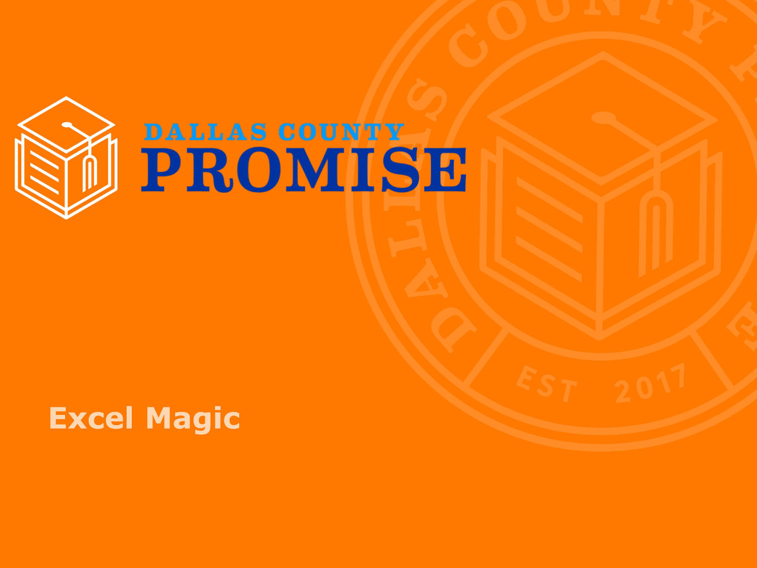DALLAS COUNTY

# PROMISE

## Excel Magic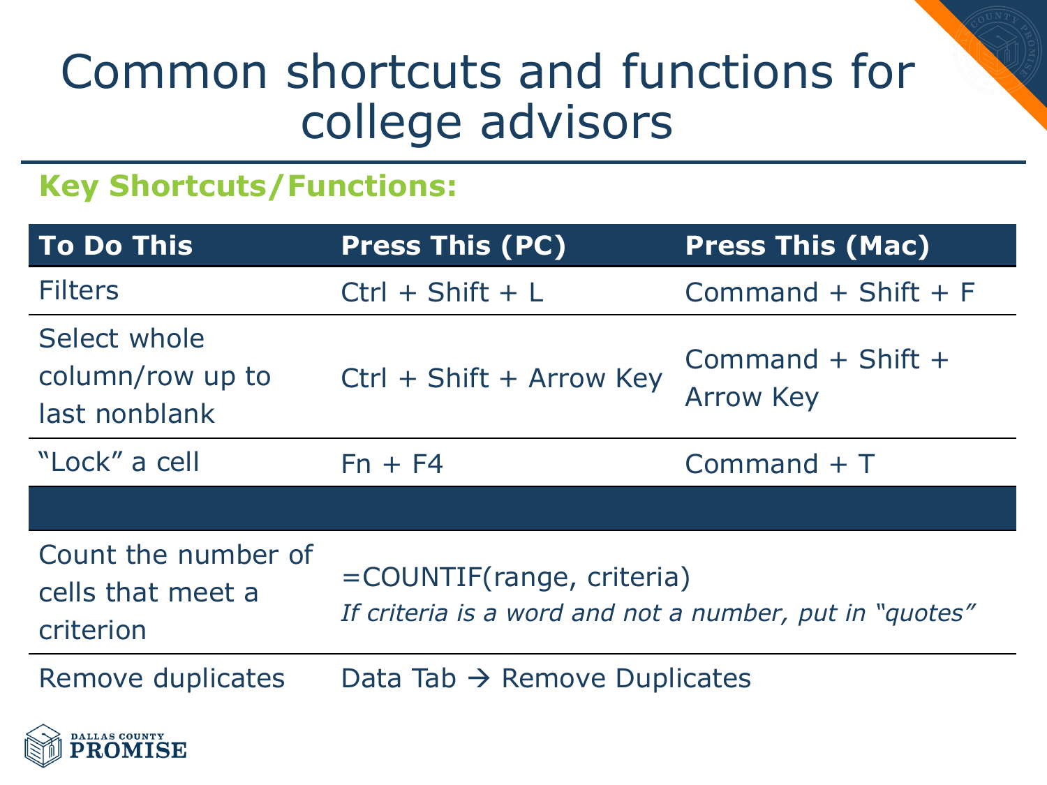# Common shortcuts and functions for college advisors

**Key Shortcuts/Functions:**

| To Do This | Press This (PC) | Press This (Mac) |
|---|---|---|
| Filters | Ctrl + Shift + L | Command + Shift + F |
| Select whole column/row up to last nonblank | Ctrl + Shift + Arrow Key | Command + Shift + Arrow Key |
| "Lock" a cell | Fn + F4 | Command + T |
| | | |
| Count the number of cells that meet a criterion | =COUNTIF(range, criteria) *If criteria is a word and not a number, put in "quotes"* | |
| Remove duplicates | Data Tab → Remove Duplicates | |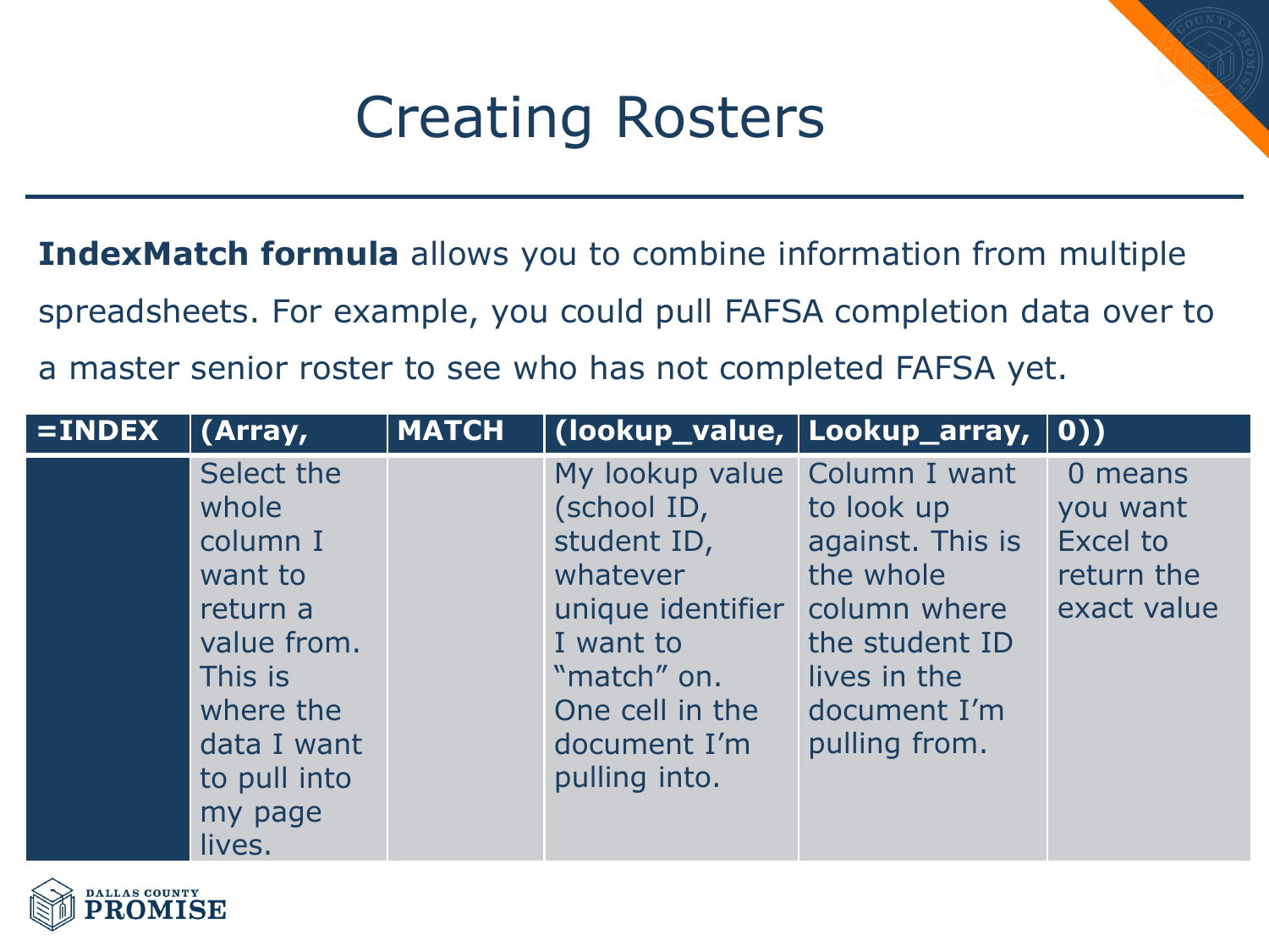# Creating Rosters

**IndexMatch formula** allows you to combine information from multiple spreadsheets. For example, you could pull FAFSA completion data over to a master senior roster to see who has not completed FAFSA yet.

| =INDEX | (Array, | MATCH | (lookup_value, | Lookup_array, | 0)) |
|---|---|---|---|---|---|
| | Select the whole column I want to return a value from. This is where the data I want to pull into my page lives. | | My lookup value (school ID, student ID, whatever unique identifier I want to "match" on. One cell in the document I'm pulling into. | Column I want to look up against. This is the whole column where the student ID lives in the document I'm pulling from. | 0 means you want Excel to return the exact value |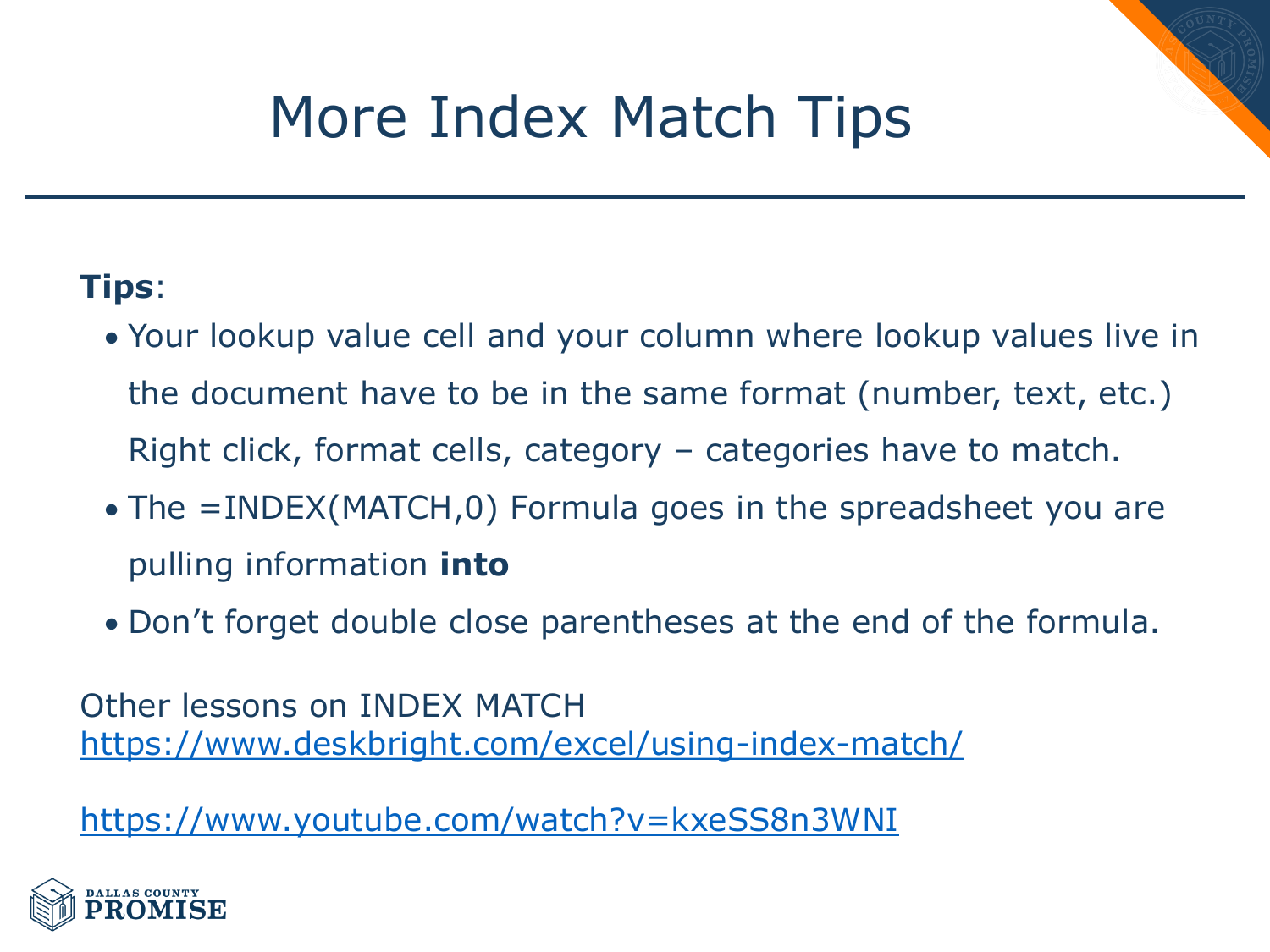# More Index Match Tips

**Tips**:

- Your lookup value cell and your column where lookup values live in the document have to be in the same format (number, text, etc.) Right click, format cells, category – categories have to match.
- The =INDEX(MATCH,0) Formula goes in the spreadsheet you are pulling information **into**
- Don't forget double close parentheses at the end of the formula.

Other lessons on INDEX MATCH
https://www.deskbright.com/excel/using-index-match/

https://www.youtube.com/watch?v=kxeSS8n3WNI